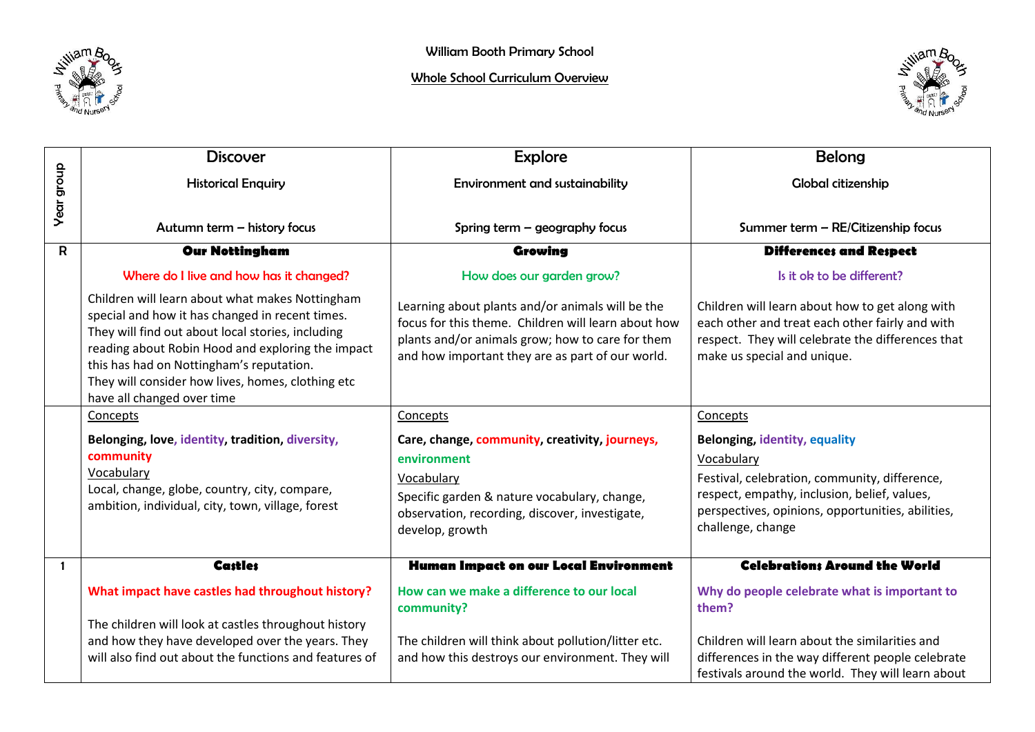William Booth Primary School

Whole School Curriculum Overview

| Year group | Discover<br>Historical Enquiry<br><br>Autumn term – history focus | Explore<br>Environment and sustainability<br><br>Spring term – geography focus | Belong<br>Global citizenship<br><br>Summer term – RE/Citizenship focus |
|---|---|---|---|
| R | **Our Nottingham**<br><br>Where do I live and how has it changed?<br><br>Children will learn about what makes Nottingham special and how it has changed in recent times. They will find out about local stories, including reading about Robin Hood and exploring the impact this has had on Nottingham's reputation.<br>They will consider how lives, homes, clothing etc have all changed over time | **Growing**<br><br>How does our garden grow?<br><br>Learning about plants and/or animals will be the focus for this theme. Children will learn about how plants and/or animals grow; how to care for them and how important they are as part of our world. | **Differences and Respect**<br><br>Is it ok to be different?<br><br>Children will learn about how to get along with each other and treat each other fairly and with respect. They will celebrate the differences that make us special and unique. |
| | Concepts<br><br>**Belonging, love, identity, tradition, diversity, community**<br>Vocabulary<br>Local, change, globe, country, city, compare, ambition, individual, city, town, village, forest | Concepts<br><br>**Care, change, community, creativity, journeys, environment**<br>Vocabulary<br>Specific garden & nature vocabulary, change, observation, recording, discover, investigate, develop, growth | Concepts<br><br>**Belonging, identity, equality**<br>Vocabulary<br>Festival, celebration, community, difference, respect, empathy, inclusion, belief, values, perspectives, opinions, opportunities, abilities, challenge, change |
| 1 | **Castles**<br><br>**What impact have castles had throughout history?**<br><br>The children will look at castles throughout history and how they have developed over the years. They will also find out about the functions and features of | **Human Impact on our Local Environment**<br><br>**How can we make a difference to our local community?**<br><br>The children will think about pollution/litter etc. and how this destroys our environment. They will | **Celebrations Around the World**<br><br>**Why do people celebrate what is important to them?**<br><br>Children will learn about the similarities and differences in the way different people celebrate festivals around the world. They will learn about |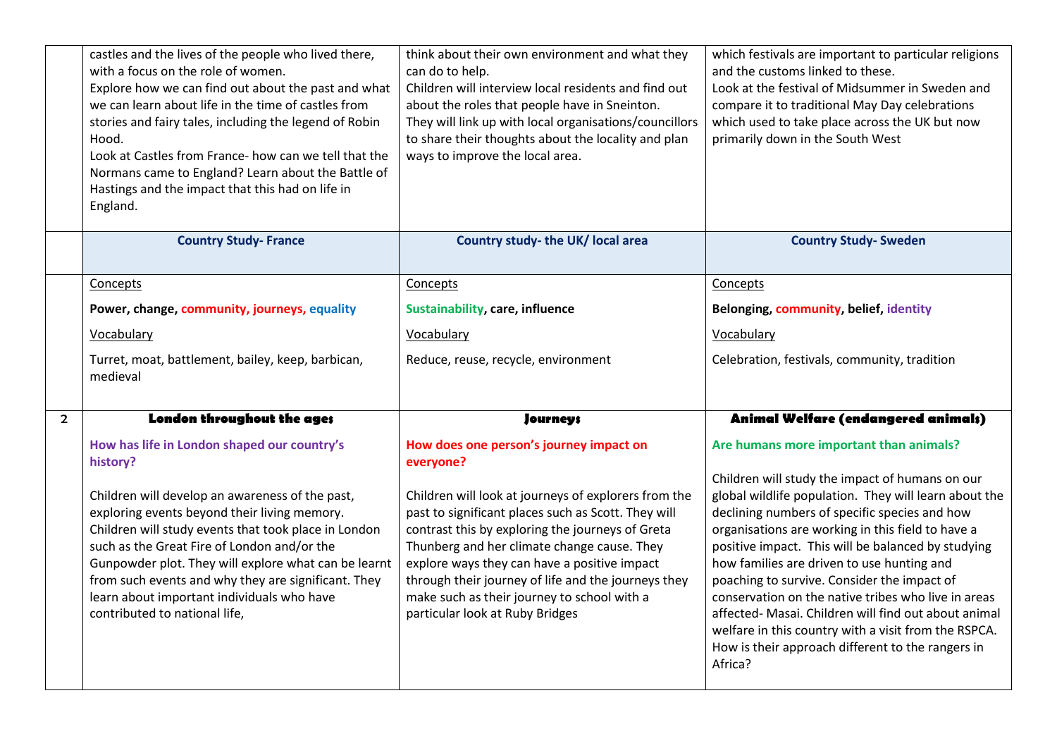|   |   |   |   |
|---|---|---|---|
|   | castles and the lives of the people who lived there, with a focus on the role of women.<br>Explore how we can find out about the past and what we can learn about life in the time of castles from stories and fairy tales, including the legend of Robin Hood.<br>Look at Castles from France- how can we tell that the Normans came to England? Learn about the Battle of Hastings and the impact that this had on life in England. | think about their own environment and what they can do to help.<br>Children will interview local residents and find out about the roles that people have in Sneinton.<br>They will link up with local organisations/councillors to share their thoughts about the locality and plan ways to improve the local area. | which festivals are important to particular religions and the customs linked to these.<br>Look at the festival of Midsummer in Sweden and compare it to traditional May Day celebrations which used to take place across the UK but now primarily down in the South West |
|   | **Country Study- France** | **Country study- the UK/ local area** | **Country Study- Sweden** |
|   | Concepts<br>**Power, change, community, journeys, equality**<br>Vocabulary<br>Turret, moat, battlement, bailey, keep, barbican, medieval | Concepts<br>**Sustainability, care, influence**<br>Vocabulary<br>Reduce, reuse, recycle, environment | Concepts<br>**Belonging, community, belief, identity**<br>Vocabulary<br>Celebration, festivals, community, tradition |
| 2 | **London throughout the ages**<br>**How has life in London shaped our country's history?**<br>Children will develop an awareness of the past, exploring events beyond their living memory. Children will study events that took place in London such as the Great Fire of London and/or the Gunpowder plot. They will explore what can be learnt from such events and why they are significant. They learn about important individuals who have contributed to national life, | **Journeys**<br>**How does one person's journey impact on everyone?**<br>Children will look at journeys of explorers from the past to significant places such as Scott. They will contrast this by exploring the journeys of Greta Thunberg and her climate change cause. They explore ways they can have a positive impact through their journey of life and the journeys they make such as their journey to school with a particular look at Ruby Bridges | **Animal Welfare (endangered animals)**<br>**Are humans more important than animals?**<br>Children will study the impact of humans on our global wildlife population. They will learn about the declining numbers of specific species and how organisations are working in this field to have a positive impact. This will be balanced by studying how families are driven to use hunting and poaching to survive. Consider the impact of conservation on the native tribes who live in areas affected- Masai. Children will find out about animal welfare in this country with a visit from the RSPCA. How is their approach different to the rangers in Africa? |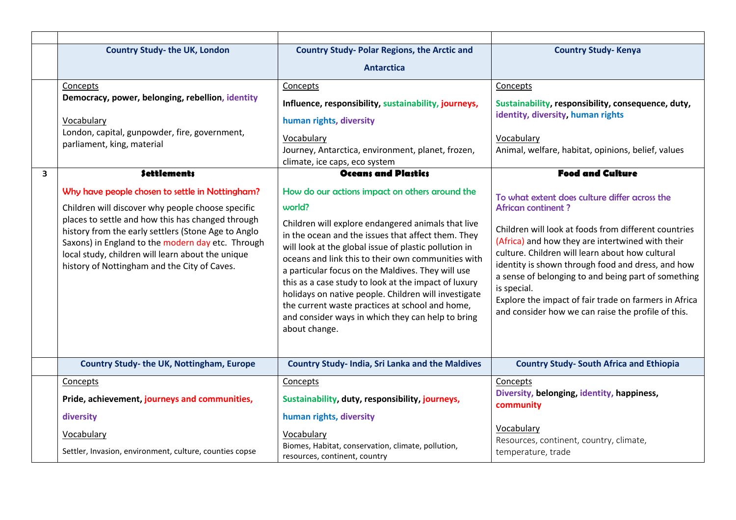| | | | |
|---|---|---|---|
| | **Country Study- the UK, London** | **Country Study- Polar Regions, the Arctic and Antarctica** | **Country Study- Kenya** |
| | Concepts<br>**Democracy, power, belonging, rebellion, identity**<br><br>Vocabulary<br>London, capital, gunpowder, fire, government, parliament, king, material | Concepts<br>**Influence, responsibility, sustainability, journeys, human rights, diversity**<br><br>Vocabulary<br>Journey, Antarctica, environment, planet, frozen, climate, ice caps, eco system | Concepts<br>**Sustainability, responsibility, consequence, duty, identity, diversity, human rights**<br><br>Vocabulary<br>Animal, welfare, habitat, opinions, belief, values |
| 3 | **Settlements**<br><br>Why have people chosen to settle in Nottingham?<br><br>Children will discover why people choose specific places to settle and how this has changed through history from the early settlers (Stone Age to Anglo Saxons) in England to the modern day etc. Through local study, children will learn about the unique history of Nottingham and the City of Caves. | **Oceans and Plastics**<br><br>How do our actions impact on others around the world?<br><br>Children will explore endangered animals that live in the ocean and the issues that affect them. They will look at the global issue of plastic pollution in oceans and link this to their own communities with a particular focus on the Maldives. They will use this as a case study to look at the impact of luxury holidays on native people. Children will investigate the current waste practices at school and home, and consider ways in which they can help to bring about change. | **Food and Culture**<br><br>To what extent does culture differ across the African continent ?<br><br>Children will look at foods from different countries (Africa) and how they are intertwined with their culture. Children will learn about how cultural identity is shown through food and dress, and how a sense of belonging to and being part of something is special.<br>Explore the impact of fair trade on farmers in Africa and consider how we can raise the profile of this. |
| | **Country Study- the UK, Nottingham, Europe** | **Country Study- India, Sri Lanka and the Maldives** | **Country Study- South Africa and Ethiopia** |
| | Concepts<br>**Pride, achievement, journeys and communities, diversity**<br><br>Vocabulary<br>Settler, Invasion, environment, culture, counties copse | Concepts<br>**Sustainability, duty, responsibility, journeys, human rights, diversity**<br><br>Vocabulary<br>Biomes, Habitat, conservation, climate, pollution, resources, continent, country | Concepts<br>**Diversity, belonging, identity, happiness, community**<br><br>Vocabulary<br>Resources, continent, country, climate, temperature, trade |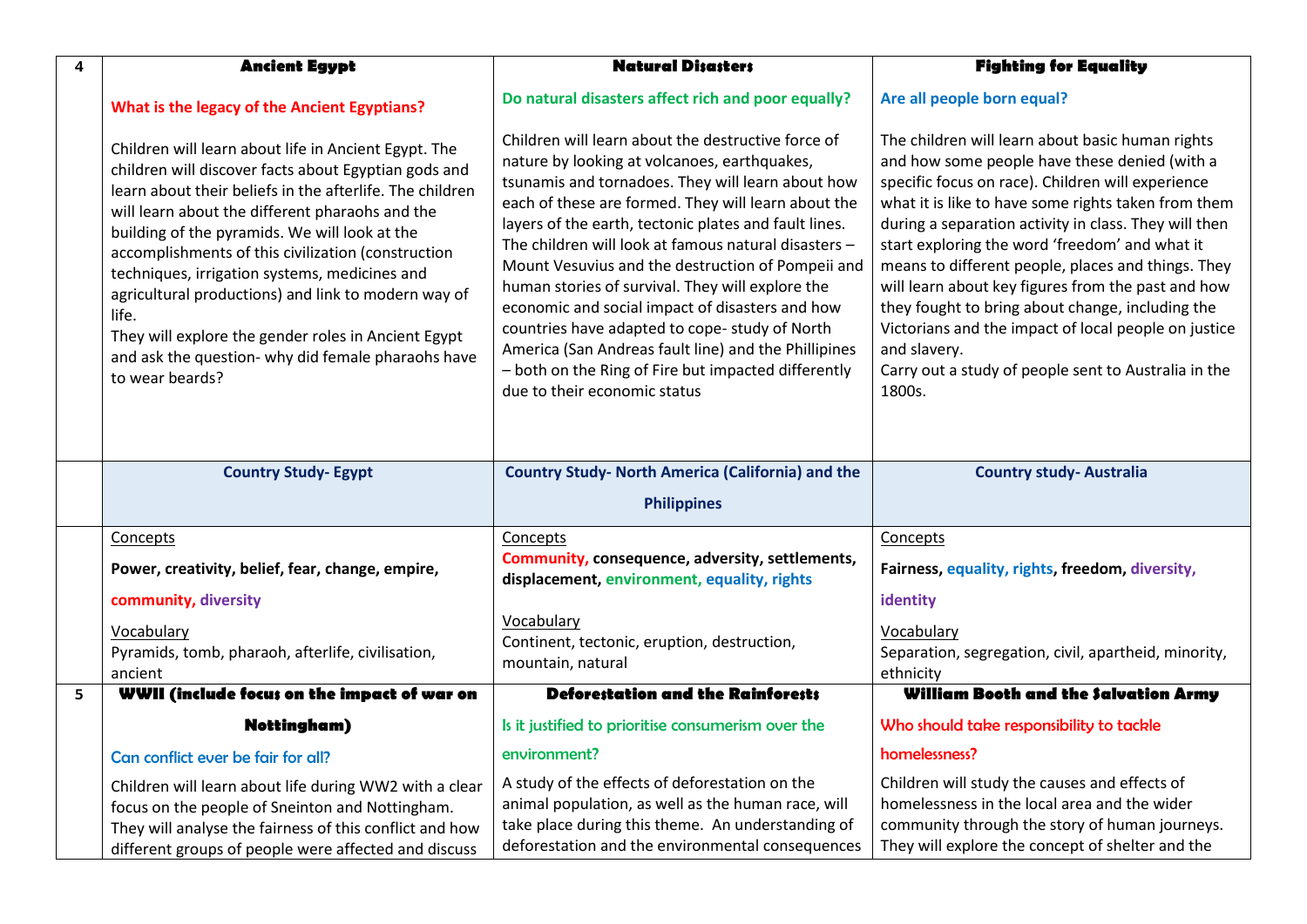| | | | |
|---|---|---|---|
| 4 | **Ancient Egypt**<br><br>**What is the legacy of the Ancient Egyptians?**<br><br>Children will learn about life in Ancient Egypt. The children will discover facts about Egyptian gods and learn about their beliefs in the afterlife. The children will learn about the different pharaohs and the building of the pyramids. We will look at the accomplishments of this civilization (construction techniques, irrigation systems, medicines and agricultural productions) and link to modern way of life.<br>They will explore the gender roles in Ancient Egypt and ask the question- why did female pharaohs have to wear beards? | **Natural Disasters**<br><br>**Do natural disasters affect rich and poor equally?**<br><br>Children will learn about the destructive force of nature by looking at volcanoes, earthquakes, tsunamis and tornadoes. They will learn about how each of these are formed. They will learn about the layers of the earth, tectonic plates and fault lines. The children will look at famous natural disasters – Mount Vesuvius and the destruction of Pompeii and human stories of survival. They will explore the economic and social impact of disasters and how countries have adapted to cope- study of North America (San Andreas fault line) and the Phillipines – both on the Ring of Fire but impacted differently due to their economic status | **Fighting for Equality**<br><br>**Are all people born equal?**<br><br>The children will learn about basic human rights and how some people have these denied (with a specific focus on race). Children will experience what it is like to have some rights taken from them during a separation activity in class. They will then start exploring the word 'freedom' and what it means to different people, places and things. They will learn about key figures from the past and how they fought to bring about change, including the Victorians and the impact of local people on justice and slavery.<br>Carry out a study of people sent to Australia in the 1800s. |
| | **Country Study- Egypt** | **Country Study- North America (California) and the Philippines** | **Country study- Australia** |
| | Concepts<br>**Power, creativity, belief, fear, change, empire, community, diversity**<br><br>Vocabulary<br>Pyramids, tomb, pharaoh, afterlife, civilisation, ancient | Concepts<br>**Community, consequence, adversity, settlements, displacement, environment, equality, rights**<br><br>Vocabulary<br>Continent, tectonic, eruption, destruction, mountain, natural | Concepts<br>**Fairness, equality, rights, freedom, diversity, identity**<br><br>Vocabulary<br>Separation, segregation, civil, apartheid, minority, ethnicity |
| 5 | **WWII (include focus on the impact of war on Nottingham)**<br><br>**Can conflict ever be fair for all?**<br><br>Children will learn about life during WW2 with a clear focus on the people of Sneinton and Nottingham. They will analyse the fairness of this conflict and how different groups of people were affected and discuss | **Deforestation and the Rainforests**<br><br>**Is it justified to prioritise consumerism over the environment?**<br><br>A study of the effects of deforestation on the animal population, as well as the human race, will take place during this theme. An understanding of deforestation and the environmental consequences | **William Booth and the Salvation Army**<br><br>**Who should take responsibility to tackle homelessness?**<br><br>Children will study the causes and effects of homelessness in the local area and the wider community through the story of human journeys. They will explore the concept of shelter and the |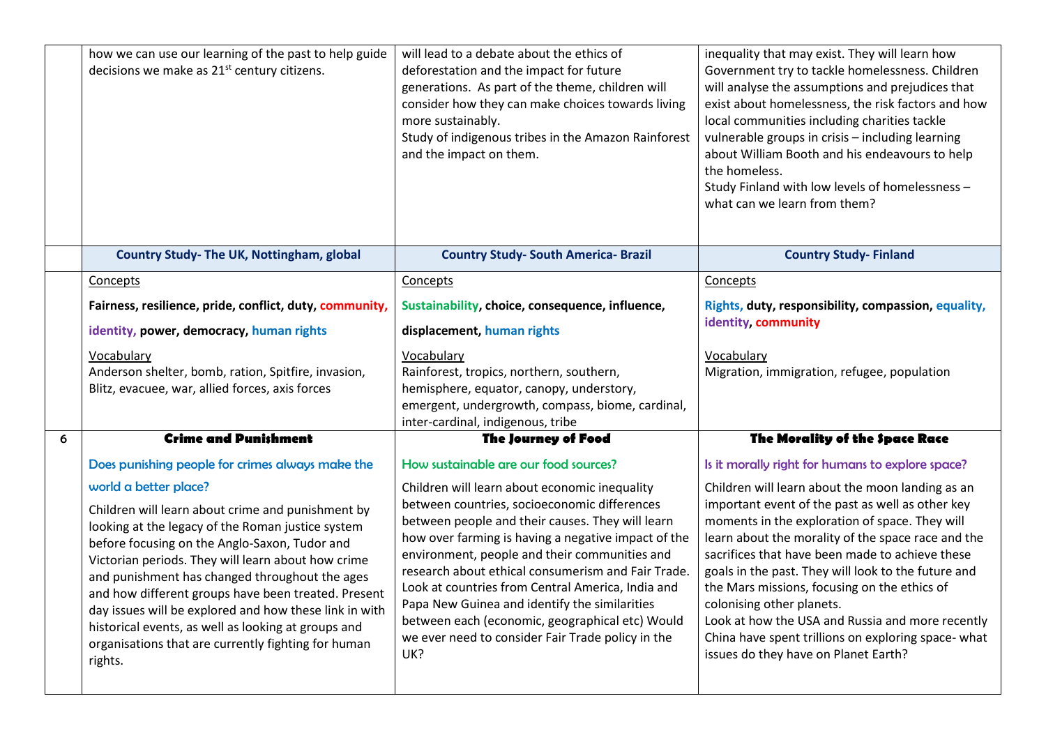| | | | |
|---|---|---|---|
| | how we can use our learning of the past to help guide decisions we make as 21st century citizens. | will lead to a debate about the ethics of deforestation and the impact for future generations. As part of the theme, children will consider how they can make choices towards living more sustainably.<br>Study of indigenous tribes in the Amazon Rainforest and the impact on them. | inequality that may exist. They will learn how Government try to tackle homelessness. Children will analyse the assumptions and prejudices that exist about homelessness, the risk factors and how local communities including charities tackle vulnerable groups in crisis – including learning about William Booth and his endeavours to help the homeless.<br>Study Finland with low levels of homelessness – what can we learn from them? |
| | **Country Study- The UK, Nottingham, global** | **Country Study- South America- Brazil** | **Country Study- Finland** |
| | Concepts<br>**Fairness, resilience, pride, conflict, duty, community, identity, power, democracy, human rights**<br>Vocabulary<br>Anderson shelter, bomb, ration, Spitfire, invasion, Blitz, evacuee, war, allied forces, axis forces | Concepts<br>**Sustainability, choice, consequence, influence, displacement, human rights**<br>Vocabulary<br>Rainforest, tropics, northern, southern, hemisphere, equator, canopy, understory, emergent, undergrowth, compass, biome, cardinal, inter-cardinal, indigenous, tribe | Concepts<br>**Rights, duty, responsibility, compassion, equality, identity, community**<br>Vocabulary<br>Migration, immigration, refugee, population |
| 6 | **Crime and Punishment**<br>Does punishing people for crimes always make the world a better place?<br>Children will learn about crime and punishment by looking at the legacy of the Roman justice system before focusing on the Anglo-Saxon, Tudor and Victorian periods. They will learn about how crime and punishment has changed throughout the ages and how different groups have been treated. Present day issues will be explored and how these link in with historical events, as well as looking at groups and organisations that are currently fighting for human rights. | **The Journey of Food**<br>How sustainable are our food sources?<br>Children will learn about economic inequality between countries, socioeconomic differences between people and their causes. They will learn how over farming is having a negative impact of the environment, people and their communities and research about ethical consumerism and Fair Trade. Look at countries from Central America, India and Papa New Guinea and identify the similarities between each (economic, geographical etc) Would we ever need to consider Fair Trade policy in the UK? | **The Morality of the Space Race**<br>Is it morally right for humans to explore space?<br>Children will learn about the moon landing as an important event of the past as well as other key moments in the exploration of space. They will learn about the morality of the space race and the sacrifices that have been made to achieve these goals in the past. They will look to the future and the Mars missions, focusing on the ethics of colonising other planets.<br>Look at how the USA and Russia and more recently China have spent trillions on exploring space- what issues do they have on Planet Earth? |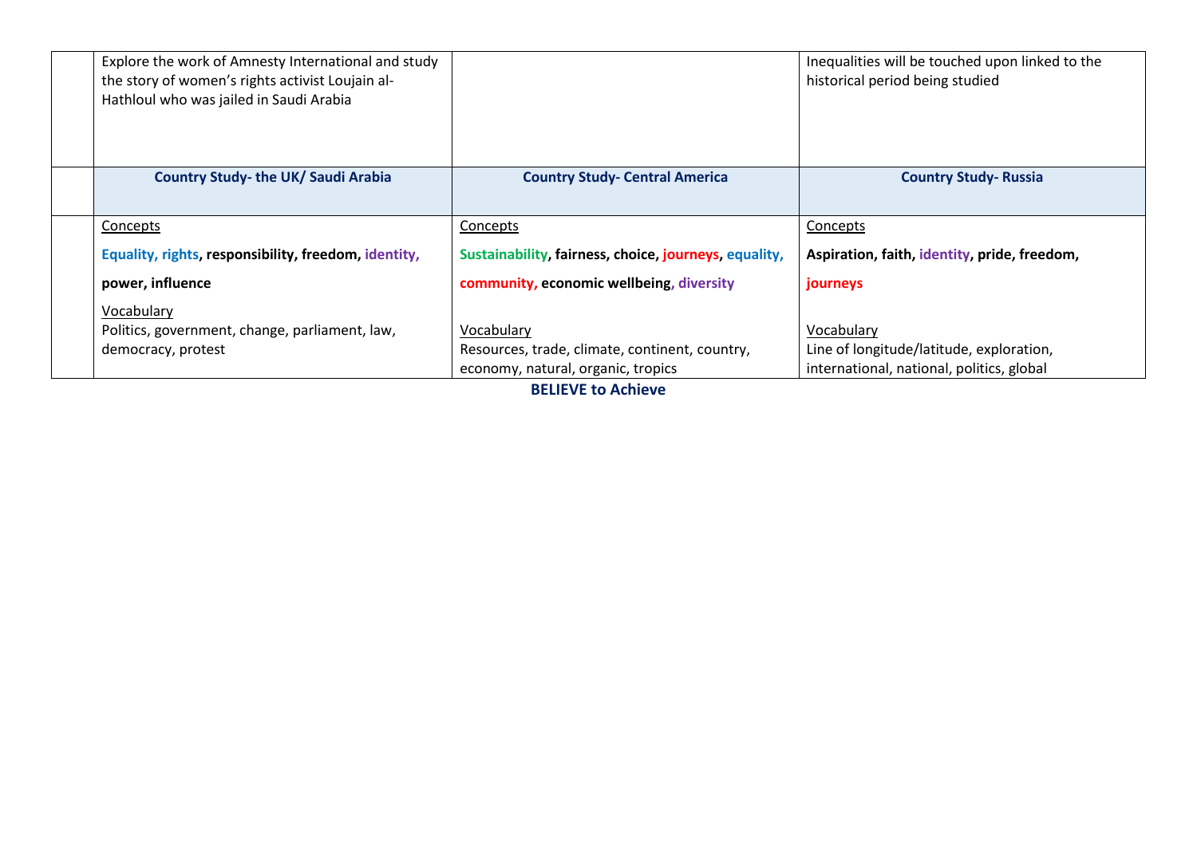| | | | |
|---|---|---|---|
| | Explore the work of Amnesty International and study the story of women's rights activist Loujain al-Hathloul who was jailed in Saudi Arabia | | Inequalities will be touched upon linked to the historical period being studied |
| | **Country Study- the UK/ Saudi Arabia** | **Country Study- Central America** | **Country Study- Russia** |
| | Concepts<br>**Equality, rights, responsibility, freedom, identity, power, influence**<br>Vocabulary<br>Politics, government, change, parliament, law, democracy, protest | Concepts<br>**Sustainability, fairness, choice, journeys, equality, community, economic wellbeing, diversity**<br>Vocabulary<br>Resources, trade, climate, continent, country, economy, natural, organic, tropics | Concepts<br>**Aspiration, faith, identity, pride, freedom, journeys**<br>Vocabulary<br>Line of longitude/latitude, exploration, international, national, politics, global |

**BELIEVE to Achieve**